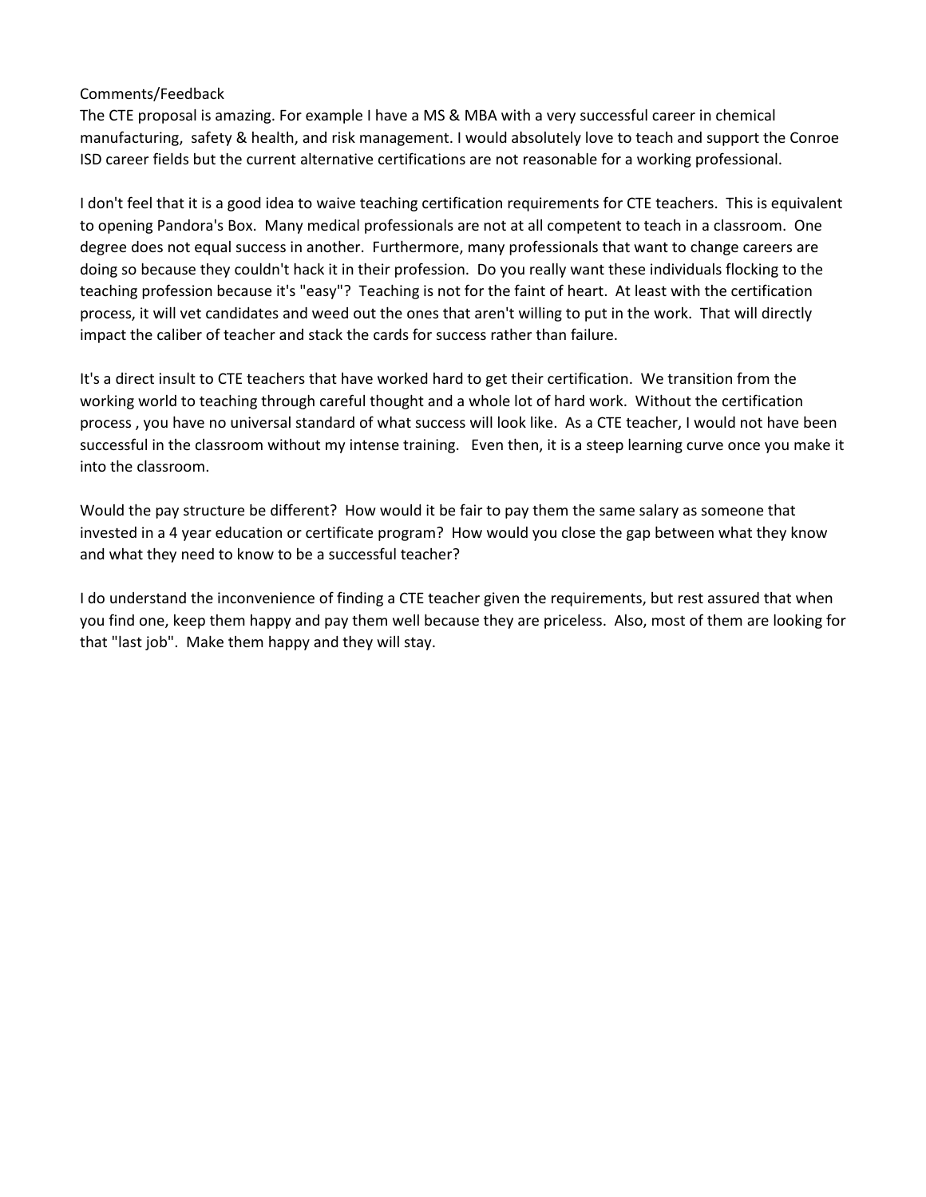Comments/Feedback

The CTE proposal is amazing. For example I have a MS & MBA with a very successful career in chemical manufacturing, safety & health, and risk management. I would absolutely love to teach and support the Conroe ISD career fields but the current alternative certifications are not reasonable for a working professional.

I don't feel that it is a good idea to waive teaching certification requirements for CTE teachers. This is equivalent to opening Pandora's Box. Many medical professionals are not at all competent to teach in a classroom. One degree does not equal success in another. Furthermore, many professionals that want to change careers are doing so because they couldn't hack it in their profession. Do you really want these individuals flocking to the teaching profession because it's "easy"? Teaching is not for the faint of heart. At least with the certification process, it will vet candidates and weed out the ones that aren't willing to put in the work. That will directly impact the caliber of teacher and stack the cards for success rather than failure.

It's a direct insult to CTE teachers that have worked hard to get their certification. We transition from the working world to teaching through careful thought and a whole lot of hard work. Without the certification process , you have no universal standard of what success will look like. As a CTE teacher, I would not have been successful in the classroom without my intense training. Even then, it is a steep learning curve once you make it into the classroom.

Would the pay structure be different? How would it be fair to pay them the same salary as someone that invested in a 4 year education or certificate program? How would you close the gap between what they know and what they need to know to be a successful teacher?

I do understand the inconvenience of finding a CTE teacher given the requirements, but rest assured that when you find one, keep them happy and pay them well because they are priceless. Also, most of them are looking for that "last job". Make them happy and they will stay.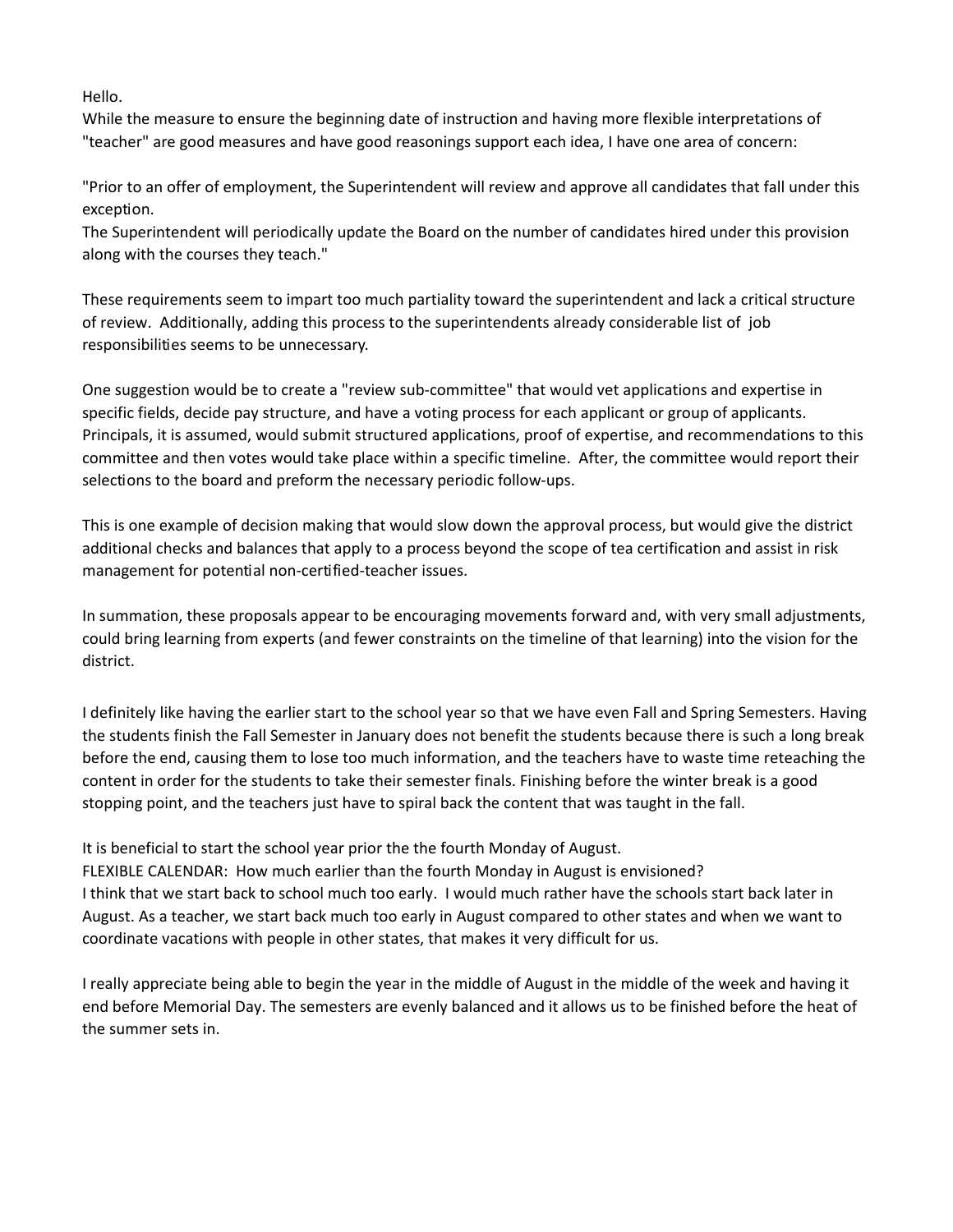Hello.
While the measure to ensure the beginning date of instruction and having more flexible interpretations of "teacher" are good measures and have good reasonings support each idea, I have one area of concern:

"Prior to an offer of employment, the Superintendent will review and approve all candidates that fall under this exception.
The Superintendent will periodically update the Board on the number of candidates hired under this provision along with the courses they teach."

These requirements seem to impart too much partiality toward the superintendent and lack a critical structure of review. Additionally, adding this process to the superintendents already considerable list of job responsibilities seems to be unnecessary.

One suggestion would be to create a "review sub-committee" that would vet applications and expertise in specific fields, decide pay structure, and have a voting process for each applicant or group of applicants. Principals, it is assumed, would submit structured applications, proof of expertise, and recommendations to this committee and then votes would take place within a specific timeline. After, the committee would report their selections to the board and preform the necessary periodic follow-ups.

This is one example of decision making that would slow down the approval process, but would give the district additional checks and balances that apply to a process beyond the scope of tea certification and assist in risk management for potential non-certified-teacher issues.

In summation, these proposals appear to be encouraging movements forward and, with very small adjustments, could bring learning from experts (and fewer constraints on the timeline of that learning) into the vision for the district.

I definitely like having the earlier start to the school year so that we have even Fall and Spring Semesters. Having the students finish the Fall Semester in January does not benefit the students because there is such a long break before the end, causing them to lose too much information, and the teachers have to waste time reteaching the content in order for the students to take their semester finals. Finishing before the winter break is a good stopping point, and the teachers just have to spiral back the content that was taught in the fall.

It is beneficial to start the school year prior the the fourth Monday of August.
FLEXIBLE CALENDAR: How much earlier than the fourth Monday in August is envisioned?
I think that we start back to school much too early. I would much rather have the schools start back later in August. As a teacher, we start back much too early in August compared to other states and when we want to coordinate vacations with people in other states, that makes it very difficult for us.

I really appreciate being able to begin the year in the middle of August in the middle of the week and having it end before Memorial Day. The semesters are evenly balanced and it allows us to be finished before the heat of the summer sets in.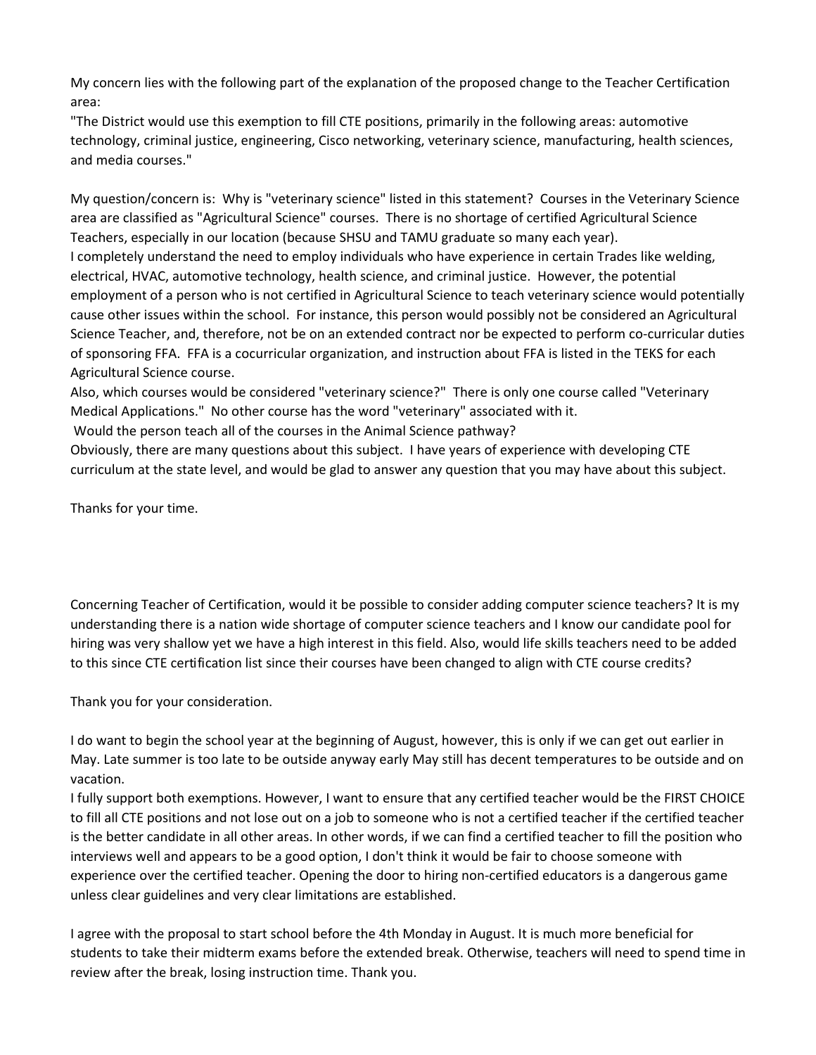My concern lies with the following part of the explanation of the proposed change to the Teacher Certification area:
"The District would use this exemption to fill CTE positions, primarily in the following areas: automotive technology, criminal justice, engineering, Cisco networking, veterinary science, manufacturing, health sciences, and media courses."

My question/concern is: Why is "veterinary science" listed in this statement? Courses in the Veterinary Science area are classified as "Agricultural Science" courses. There is no shortage of certified Agricultural Science Teachers, especially in our location (because SHSU and TAMU graduate so many each year).
I completely understand the need to employ individuals who have experience in certain Trades like welding, electrical, HVAC, automotive technology, health science, and criminal justice. However, the potential employment of a person who is not certified in Agricultural Science to teach veterinary science would potentially cause other issues within the school. For instance, this person would possibly not be considered an Agricultural Science Teacher, and, therefore, not be on an extended contract nor be expected to perform co-curricular duties of sponsoring FFA. FFA is a cocurricular organization, and instruction about FFA is listed in the TEKS for each Agricultural Science course.
Also, which courses would be considered "veterinary science?" There is only one course called "Veterinary Medical Applications." No other course has the word "veterinary" associated with it.
Would the person teach all of the courses in the Animal Science pathway?
Obviously, there are many questions about this subject. I have years of experience with developing CTE curriculum at the state level, and would be glad to answer any question that you may have about this subject.

Thanks for your time.

Concerning Teacher of Certification, would it be possible to consider adding computer science teachers? It is my understanding there is a nation wide shortage of computer science teachers and I know our candidate pool for hiring was very shallow yet we have a high interest in this field. Also, would life skills teachers need to be added to this since CTE certification list since their courses have been changed to align with CTE course credits?

Thank you for your consideration.

I do want to begin the school year at the beginning of August, however, this is only if we can get out earlier in May. Late summer is too late to be outside anyway early May still has decent temperatures to be outside and on vacation.
I fully support both exemptions. However, I want to ensure that any certified teacher would be the FIRST CHOICE to fill all CTE positions and not lose out on a job to someone who is not a certified teacher if the certified teacher is the better candidate in all other areas. In other words, if we can find a certified teacher to fill the position who interviews well and appears to be a good option, I don't think it would be fair to choose someone with experience over the certified teacher. Opening the door to hiring non-certified educators is a dangerous game unless clear guidelines and very clear limitations are established.

I agree with the proposal to start school before the 4th Monday in August. It is much more beneficial for students to take their midterm exams before the extended break. Otherwise, teachers will need to spend time in review after the break, losing instruction time. Thank you.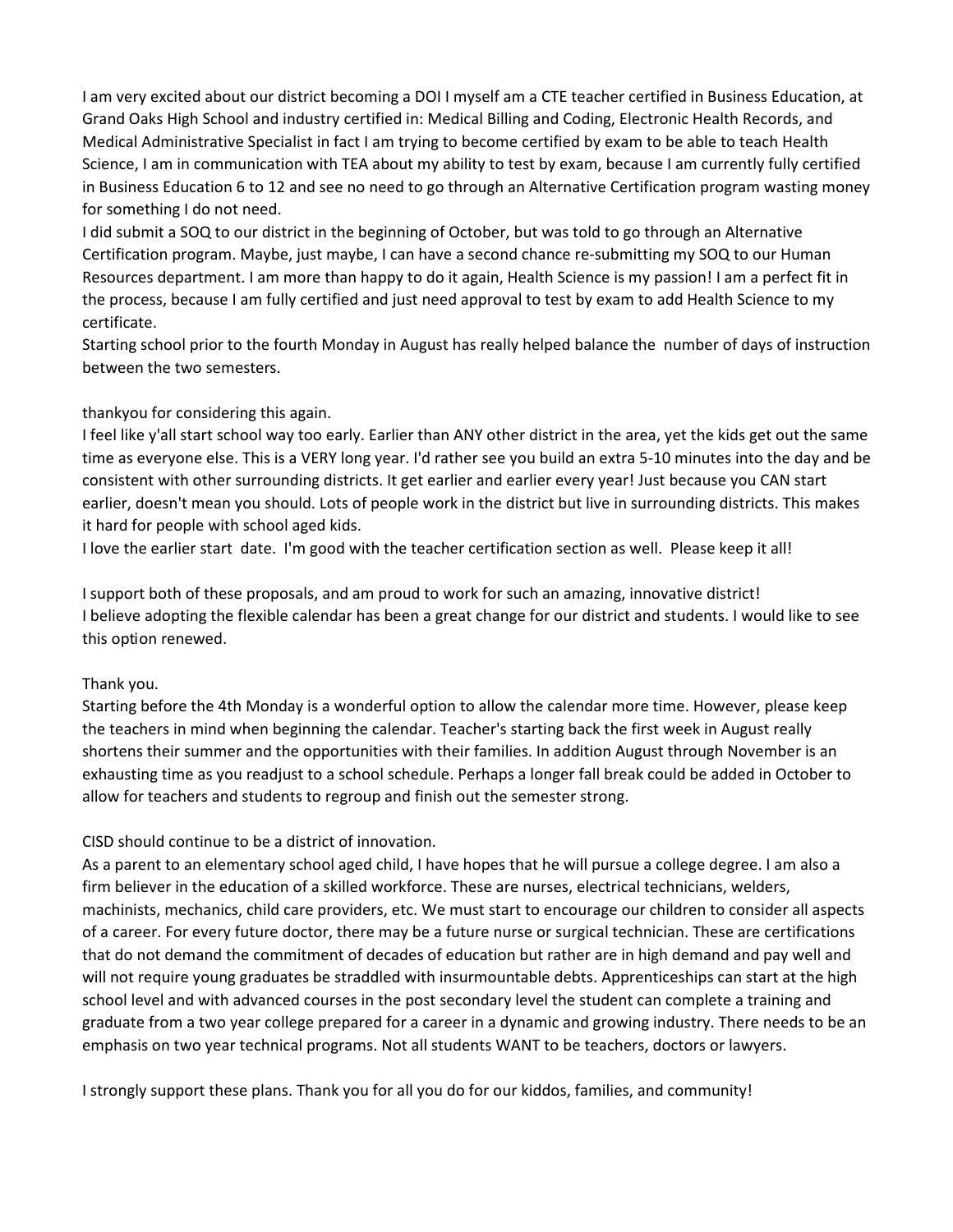I am very excited about our district becoming a DOI I myself am a CTE teacher certified in Business Education, at Grand Oaks High School and industry certified in: Medical Billing and Coding, Electronic Health Records, and Medical Administrative Specialist in fact I am trying to become certified by exam to be able to teach Health Science, I am in communication with TEA about my ability to test by exam, because I am currently fully certified in Business Education 6 to 12 and see no need to go through an Alternative Certification program wasting money for something I do not need.

I did submit a SOQ to our district in the beginning of October, but was told to go through an Alternative Certification program. Maybe, just maybe, I can have a second chance re-submitting my SOQ to our Human Resources department. I am more than happy to do it again, Health Science is my passion! I am a perfect fit in the process, because I am fully certified and just need approval to test by exam to add Health Science to my certificate.

Starting school prior to the fourth Monday in August has really helped balance the number of days of instruction between the two semesters.

thankyou for considering this again.

I feel like y'all start school way too early. Earlier than ANY other district in the area, yet the kids get out the same time as everyone else. This is a VERY long year. I'd rather see you build an extra 5-10 minutes into the day and be consistent with other surrounding districts. It get earlier and earlier every year! Just because you CAN start earlier, doesn't mean you should. Lots of people work in the district but live in surrounding districts. This makes it hard for people with school aged kids.

I love the earlier start date. I'm good with the teacher certification section as well. Please keep it all!

I support both of these proposals, and am proud to work for such an amazing, innovative district!

I believe adopting the flexible calendar has been a great change for our district and students. I would like to see this option renewed.

Thank you.

Starting before the 4th Monday is a wonderful option to allow the calendar more time. However, please keep the teachers in mind when beginning the calendar. Teacher's starting back the first week in August really shortens their summer and the opportunities with their families. In addition August through November is an exhausting time as you readjust to a school schedule. Perhaps a longer fall break could be added in October to allow for teachers and students to regroup and finish out the semester strong.

CISD should continue to be a district of innovation.

As a parent to an elementary school aged child, I have hopes that he will pursue a college degree. I am also a firm believer in the education of a skilled workforce. These are nurses, electrical technicians, welders, machinists, mechanics, child care providers, etc. We must start to encourage our children to consider all aspects of a career. For every future doctor, there may be a future nurse or surgical technician. These are certifications that do not demand the commitment of decades of education but rather are in high demand and pay well and will not require young graduates be straddled with insurmountable debts. Apprenticeships can start at the high school level and with advanced courses in the post secondary level the student can complete a training and graduate from a two year college prepared for a career in a dynamic and growing industry. There needs to be an emphasis on two year technical programs. Not all students WANT to be teachers, doctors or lawyers.

I strongly support these plans. Thank you for all you do for our kiddos, families, and community!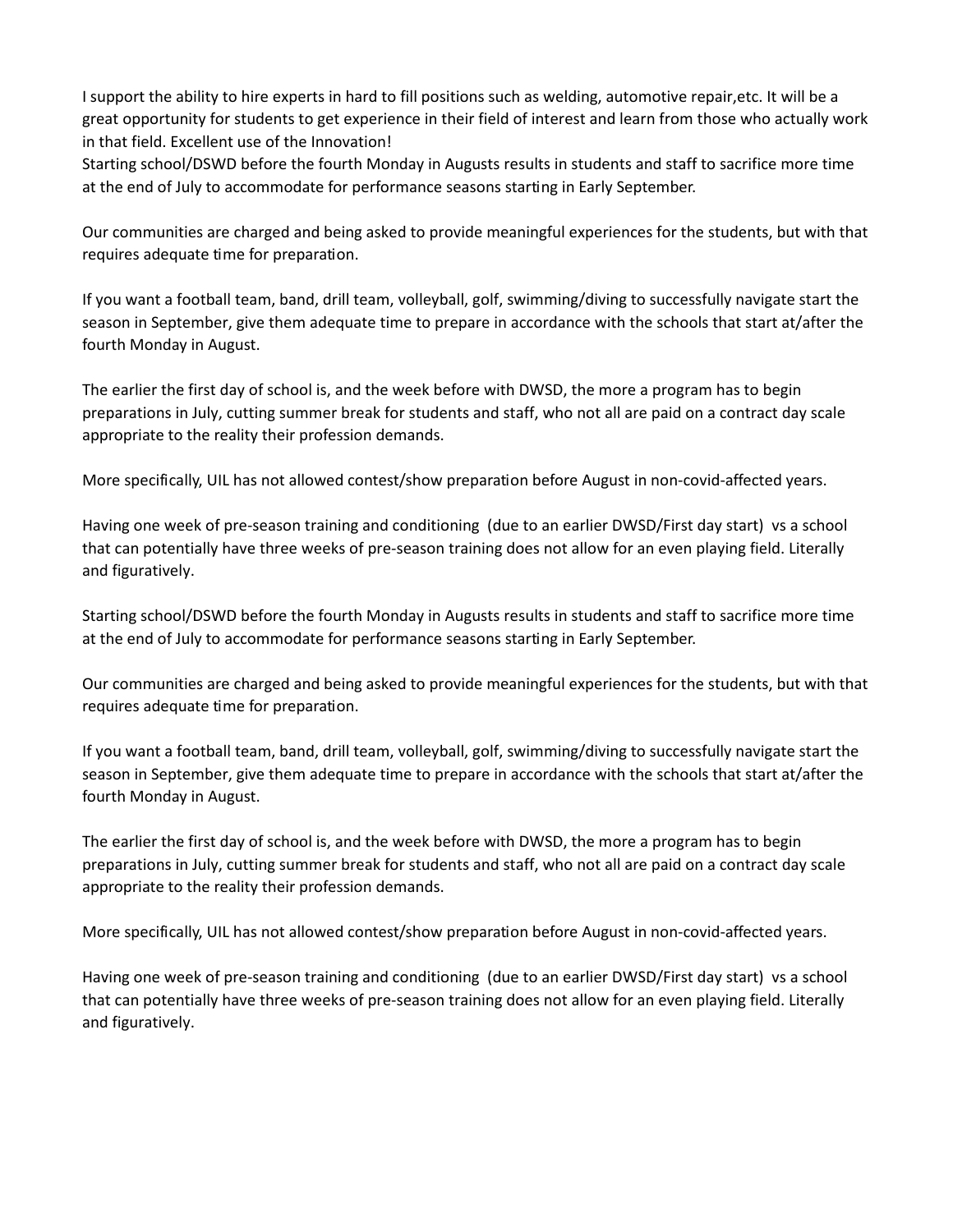I support the ability to hire experts in hard to fill positions such as welding, automotive repair,etc. It will be a great opportunity for students to get experience in their field of interest and learn from those who actually work in that field. Excellent use of the Innovation!
Starting school/DSWD before the fourth Monday in Augusts results in students and staff to sacrifice more time at the end of July to accommodate for performance seasons starting in Early September.

Our communities are charged and being asked to provide meaningful experiences for the students, but with that requires adequate time for preparation.

If you want a football team, band, drill team, volleyball, golf, swimming/diving to successfully navigate start the season in September, give them adequate time to prepare in accordance with the schools that start at/after the fourth Monday in August.

The earlier the first day of school is, and the week before with DWSD, the more a program has to begin preparations in July, cutting summer break for students and staff, who not all are paid on a contract day scale appropriate to the reality their profession demands.

More specifically, UIL has not allowed contest/show preparation before August in non-covid-affected years.

Having one week of pre-season training and conditioning (due to an earlier DWSD/First day start) vs a school that can potentially have three weeks of pre-season training does not allow for an even playing field. Literally and figuratively.

Starting school/DSWD before the fourth Monday in Augusts results in students and staff to sacrifice more time at the end of July to accommodate for performance seasons starting in Early September.

Our communities are charged and being asked to provide meaningful experiences for the students, but with that requires adequate time for preparation.

If you want a football team, band, drill team, volleyball, golf, swimming/diving to successfully navigate start the season in September, give them adequate time to prepare in accordance with the schools that start at/after the fourth Monday in August.

The earlier the first day of school is, and the week before with DWSD, the more a program has to begin preparations in July, cutting summer break for students and staff, who not all are paid on a contract day scale appropriate to the reality their profession demands.

More specifically, UIL has not allowed contest/show preparation before August in non-covid-affected years.

Having one week of pre-season training and conditioning (due to an earlier DWSD/First day start) vs a school that can potentially have three weeks of pre-season training does not allow for an even playing field. Literally and figuratively.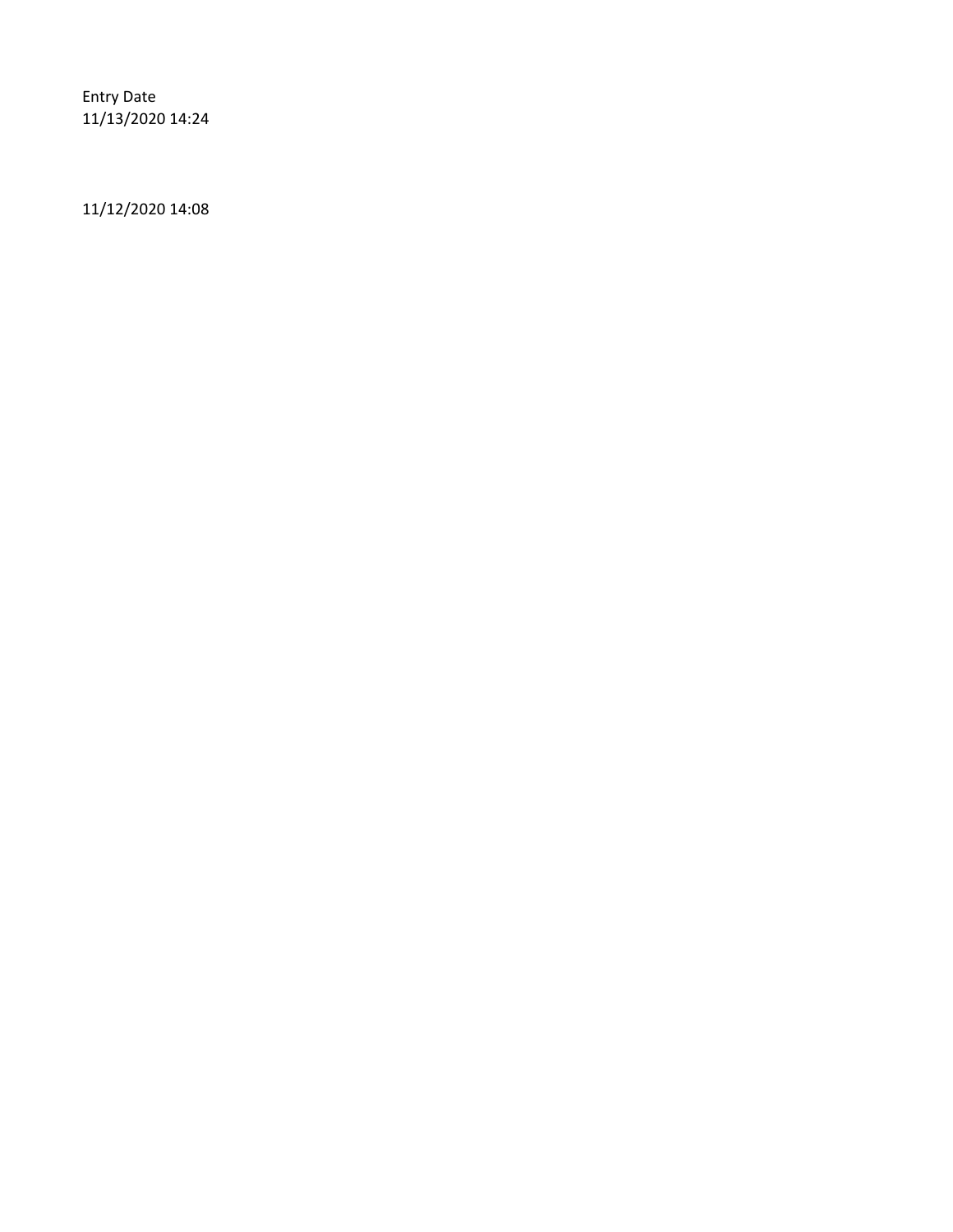Entry Date
11/13/2020 14:24

11/12/2020 14:08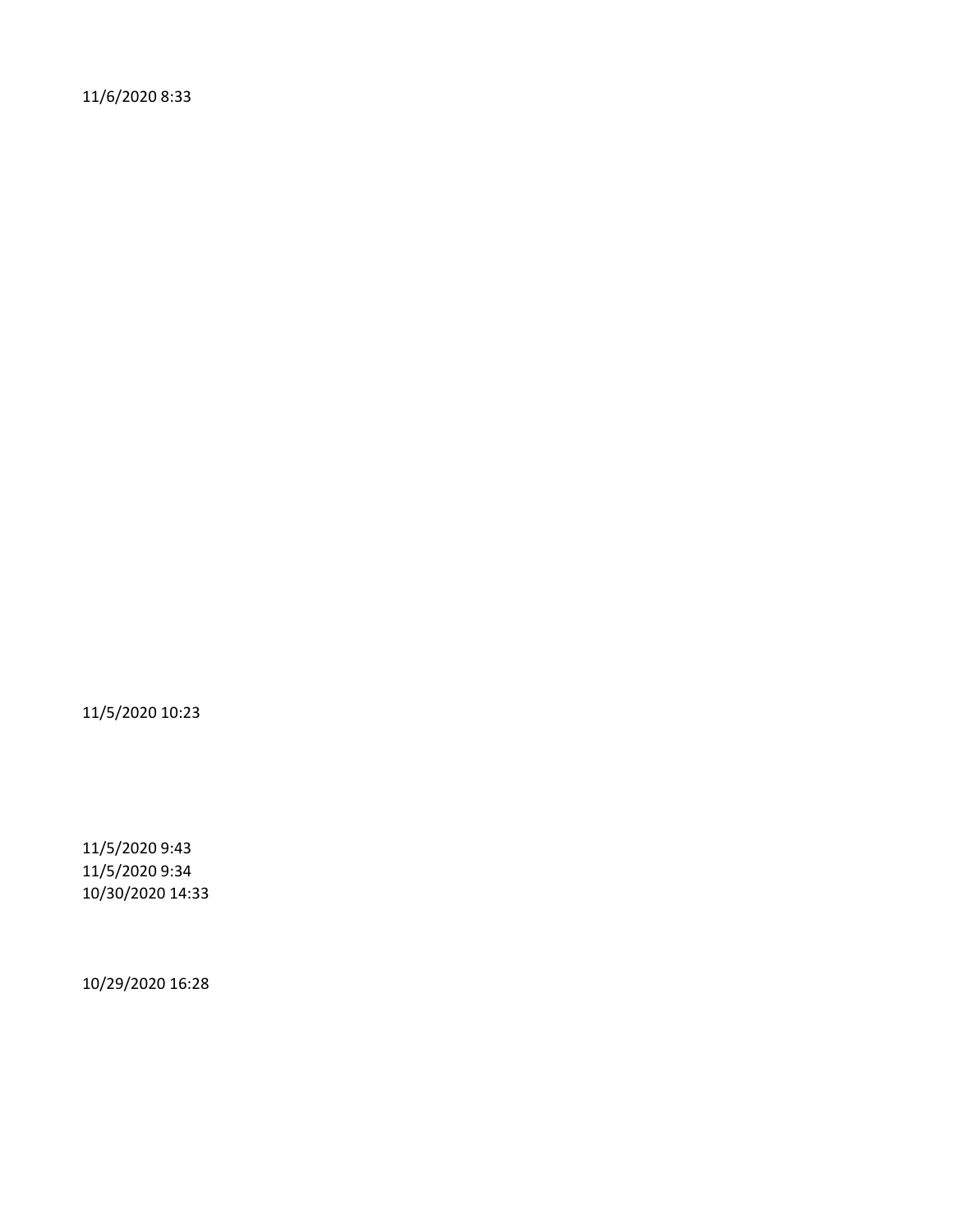11/6/2020 8:33

11/5/2020 10:23

11/5/2020 9:43
11/5/2020 9:34
10/30/2020 14:33

10/29/2020 16:28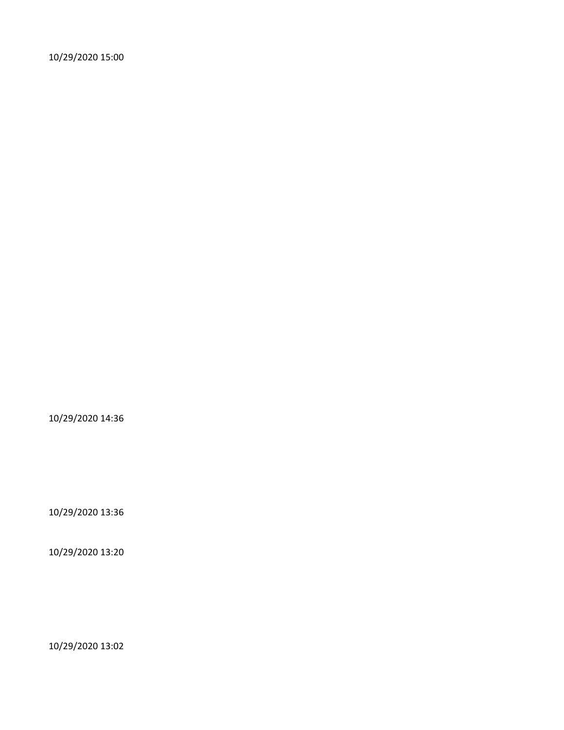10/29/2020 15:00

10/29/2020 14:36

10/29/2020 13:36

10/29/2020 13:20

10/29/2020 13:02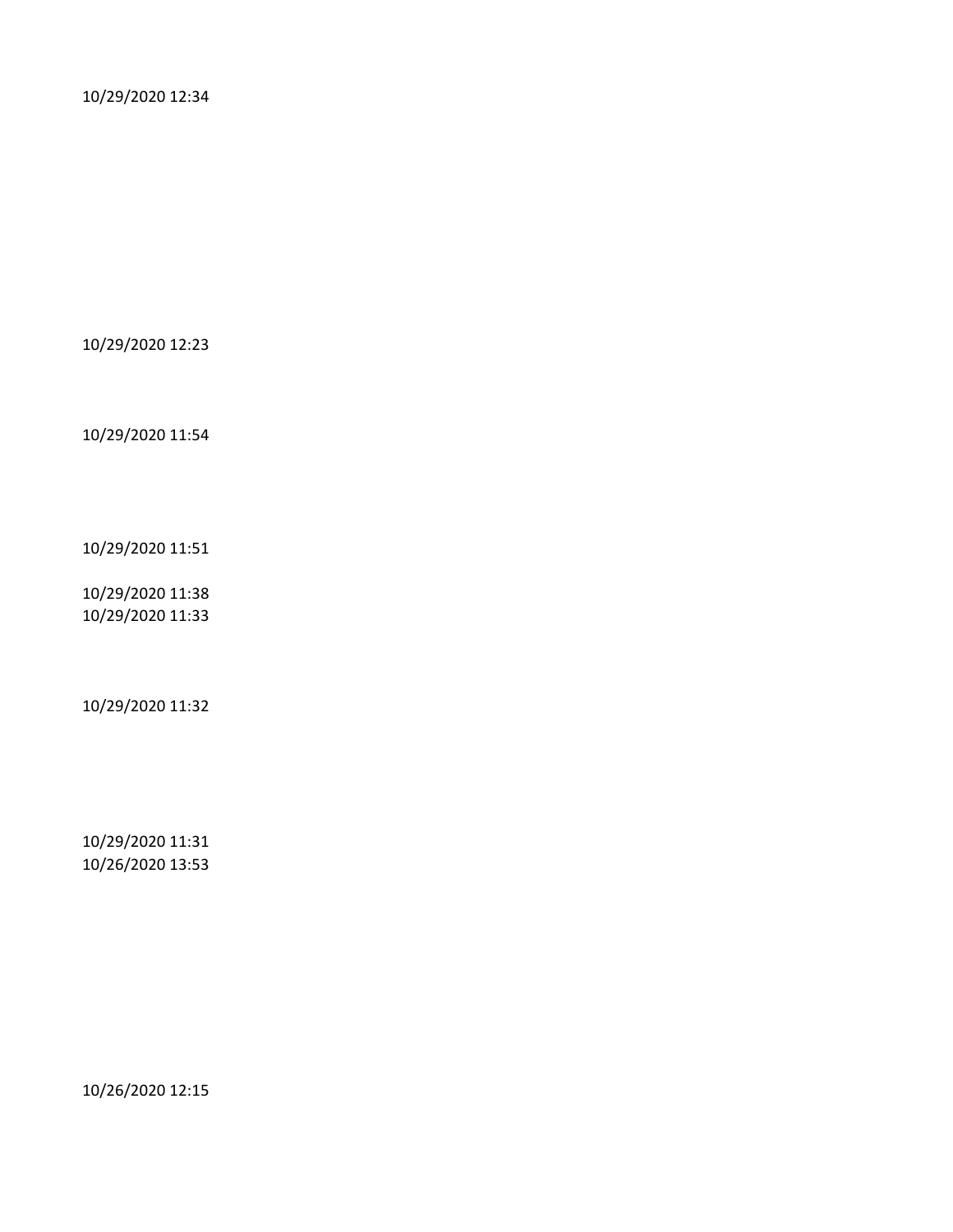10/29/2020 12:34

10/29/2020 12:23

10/29/2020 11:54

10/29/2020 11:51

10/29/2020 11:38
10/29/2020 11:33

10/29/2020 11:32

10/29/2020 11:31
10/26/2020 13:53

10/26/2020 12:15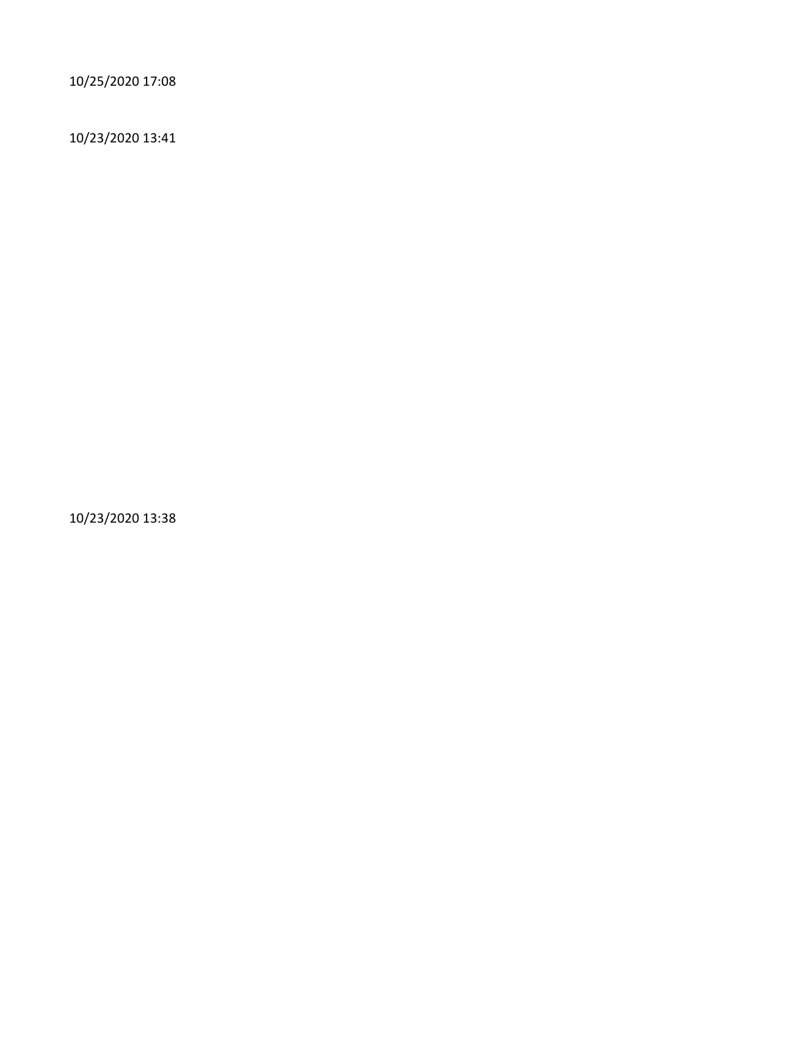10/25/2020 17:08

10/23/2020 13:41

10/23/2020 13:38